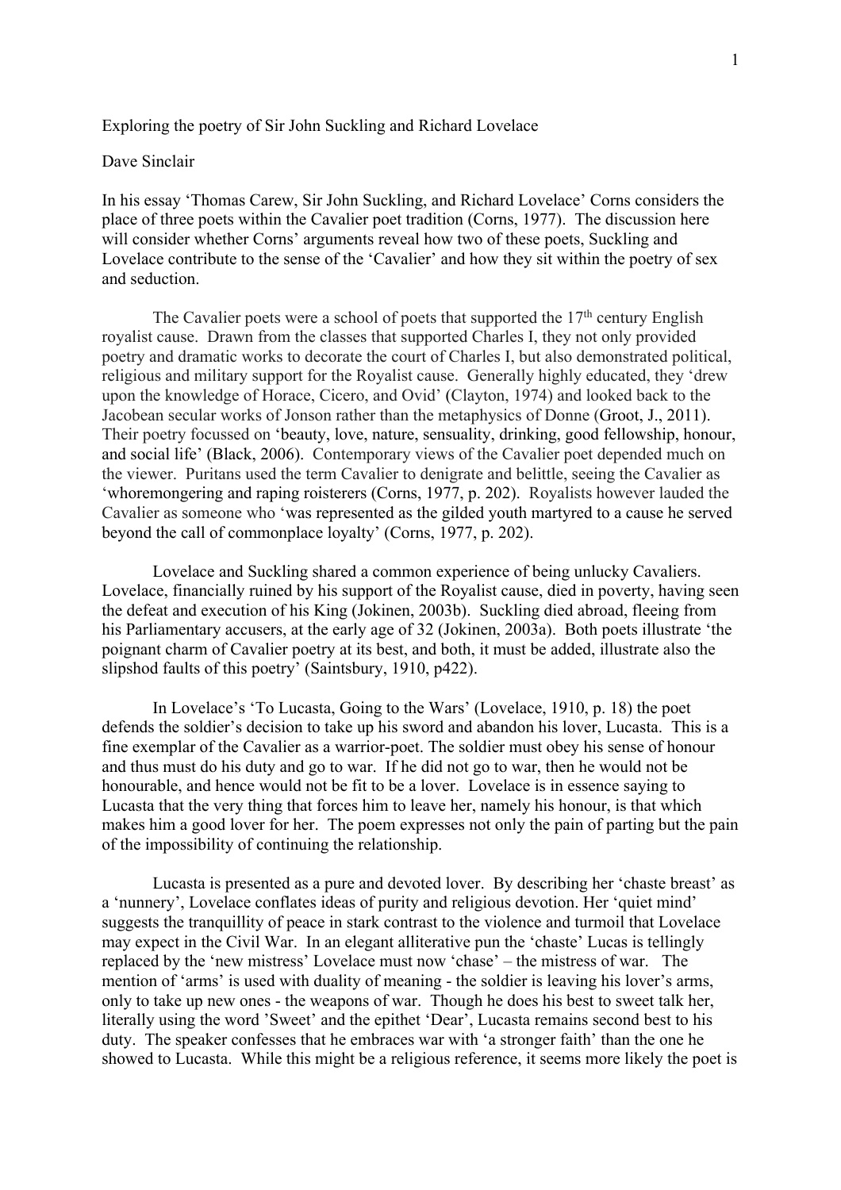Exploring the poetry of Sir John Suckling and Richard Lovelace

Dave Sinclair

In his essay 'Thomas Carew, Sir John Suckling, and Richard Lovelace' Corns considers the place of three poets within the Cavalier poet tradition (Corns, 1977). The discussion here will consider whether Corns' arguments reveal how two of these poets, Suckling and Lovelace contribute to the sense of the 'Cavalier' and how they sit within the poetry of sex and seduction.

The Cavalier poets were a school of poets that supported the 17th century English royalist cause. Drawn from the classes that supported Charles I, they not only provided poetry and dramatic works to decorate the court of Charles I, but also demonstrated political, religious and military support for the Royalist cause. Generally highly educated, they 'drew upon the knowledge of Horace, Cicero, and Ovid' (Clayton, 1974) and looked back to the Jacobean secular works of Jonson rather than the metaphysics of Donne (Groot, J., 2011). Their poetry focussed on 'beauty, love, nature, sensuality, drinking, good fellowship, honour, and social life' (Black, 2006). Contemporary views of the Cavalier poet depended much on the viewer. Puritans used the term Cavalier to denigrate and belittle, seeing the Cavalier as 'whoremongering and raping roisterers (Corns, 1977, p. 202). Royalists however lauded the Cavalier as someone who 'was represented as the gilded youth martyred to a cause he served beyond the call of commonplace loyalty' (Corns, 1977, p. 202).

Lovelace and Suckling shared a common experience of being unlucky Cavaliers. Lovelace, financially ruined by his support of the Royalist cause, died in poverty, having seen the defeat and execution of his King (Jokinen, 2003b). Suckling died abroad, fleeing from his Parliamentary accusers, at the early age of 32 (Jokinen, 2003a). Both poets illustrate 'the poignant charm of Cavalier poetry at its best, and both, it must be added, illustrate also the slipshod faults of this poetry' (Saintsbury, 1910, p422).

In Lovelace's 'To Lucasta, Going to the Wars' (Lovelace, 1910, p. 18) the poet defends the soldier's decision to take up his sword and abandon his lover, Lucasta. This is a fine exemplar of the Cavalier as a warrior-poet. The soldier must obey his sense of honour and thus must do his duty and go to war. If he did not go to war, then he would not be honourable, and hence would not be fit to be a lover. Lovelace is in essence saying to Lucasta that the very thing that forces him to leave her, namely his honour, is that which makes him a good lover for her. The poem expresses not only the pain of parting but the pain of the impossibility of continuing the relationship.

Lucasta is presented as a pure and devoted lover. By describing her 'chaste breast' as a 'nunnery', Lovelace conflates ideas of purity and religious devotion. Her 'quiet mind' suggests the tranquillity of peace in stark contrast to the violence and turmoil that Lovelace may expect in the Civil War. In an elegant alliterative pun the 'chaste' Lucas is tellingly replaced by the 'new mistress' Lovelace must now 'chase' – the mistress of war. The mention of 'arms' is used with duality of meaning - the soldier is leaving his lover's arms, only to take up new ones - the weapons of war. Though he does his best to sweet talk her, literally using the word 'Sweet' and the epithet 'Dear', Lucasta remains second best to his duty. The speaker confesses that he embraces war with 'a stronger faith' than the one he showed to Lucasta. While this might be a religious reference, it seems more likely the poet is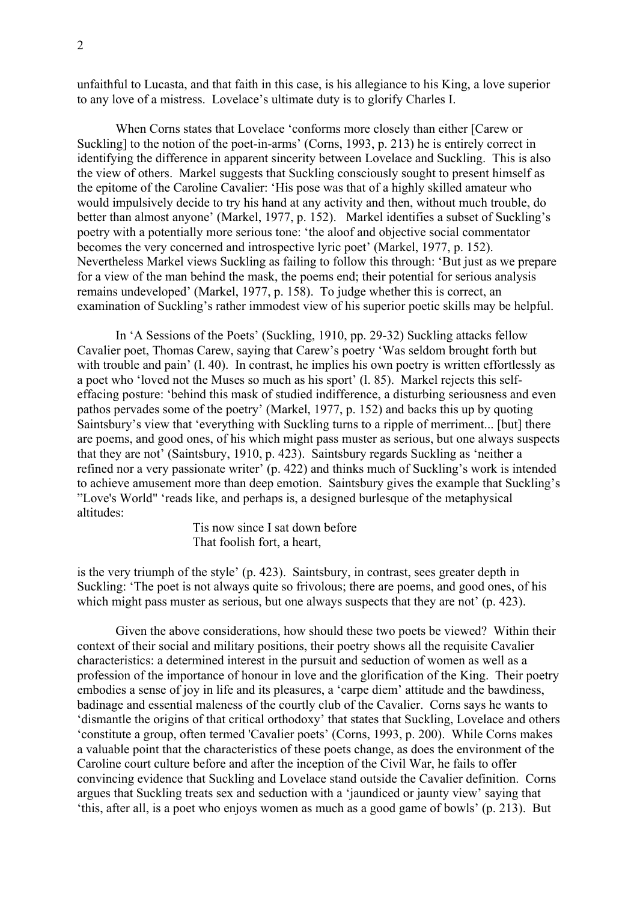unfaithful to Lucasta, and that faith in this case, is his allegiance to his King, a love superior to any love of a mistress. Lovelace's ultimate duty is to glorify Charles I.

When Corns states that Lovelace 'conforms more closely than either [Carew or Suckling] to the notion of the poet-in-arms' (Corns, 1993, p. 213) he is entirely correct in identifying the difference in apparent sincerity between Lovelace and Suckling. This is also the view of others. Markel suggests that Suckling consciously sought to present himself as the epitome of the Caroline Cavalier: 'His pose was that of a highly skilled amateur who would impulsively decide to try his hand at any activity and then, without much trouble, do better than almost anyone' (Markel, 1977, p. 152). Markel identifies a subset of Suckling's poetry with a potentially more serious tone: 'the aloof and objective social commentator becomes the very concerned and introspective lyric poet' (Markel, 1977, p. 152). Nevertheless Markel views Suckling as failing to follow this through: 'But just as we prepare for a view of the man behind the mask, the poems end; their potential for serious analysis remains undeveloped' (Markel, 1977, p. 158). To judge whether this is correct, an examination of Suckling's rather immodest view of his superior poetic skills may be helpful.

In 'A Sessions of the Poets' (Suckling, 1910, pp. 29-32) Suckling attacks fellow Cavalier poet, Thomas Carew, saying that Carew's poetry 'Was seldom brought forth but with trouble and pain' (l. 40). In contrast, he implies his own poetry is written effortlessly as a poet who 'loved not the Muses so much as his sport' (l. 85). Markel rejects this self-effacing posture: 'behind this mask of studied indifference, a disturbing seriousness and even pathos pervades some of the poetry' (Markel, 1977, p. 152) and backs this up by quoting Saintsbury's view that 'everything with Suckling turns to a ripple of merriment... [but] there are poems, and good ones, of his which might pass muster as serious, but one always suspects that they are not' (Saintsbury, 1910, p. 423). Saintsbury regards Suckling as 'neither a refined nor a very passionate writer' (p. 422) and thinks much of Suckling's work is intended to achieve amusement more than deep emotion. Saintsbury gives the example that Suckling's "Love's World" 'reads like, and perhaps is, a designed burlesque of the metaphysical altitudes:

> Tis now since I sat down before
> That foolish fort, a heart,

is the very triumph of the style' (p. 423). Saintsbury, in contrast, sees greater depth in Suckling: 'The poet is not always quite so frivolous; there are poems, and good ones, of his which might pass muster as serious, but one always suspects that they are not' (p. 423).

Given the above considerations, how should these two poets be viewed? Within their context of their social and military positions, their poetry shows all the requisite Cavalier characteristics: a determined interest in the pursuit and seduction of women as well as a profession of the importance of honour in love and the glorification of the King. Their poetry embodies a sense of joy in life and its pleasures, a 'carpe diem' attitude and the bawdiness, badinage and essential maleness of the courtly club of the Cavalier. Corns says he wants to 'dismantle the origins of that critical orthodoxy' that states that Suckling, Lovelace and others 'constitute a group, often termed 'Cavalier poets' (Corns, 1993, p. 200). While Corns makes a valuable point that the characteristics of these poets change, as does the environment of the Caroline court culture before and after the inception of the Civil War, he fails to offer convincing evidence that Suckling and Lovelace stand outside the Cavalier definition. Corns argues that Suckling treats sex and seduction with a 'jaundiced or jaunty view' saying that 'this, after all, is a poet who enjoys women as much as a good game of bowls' (p. 213). But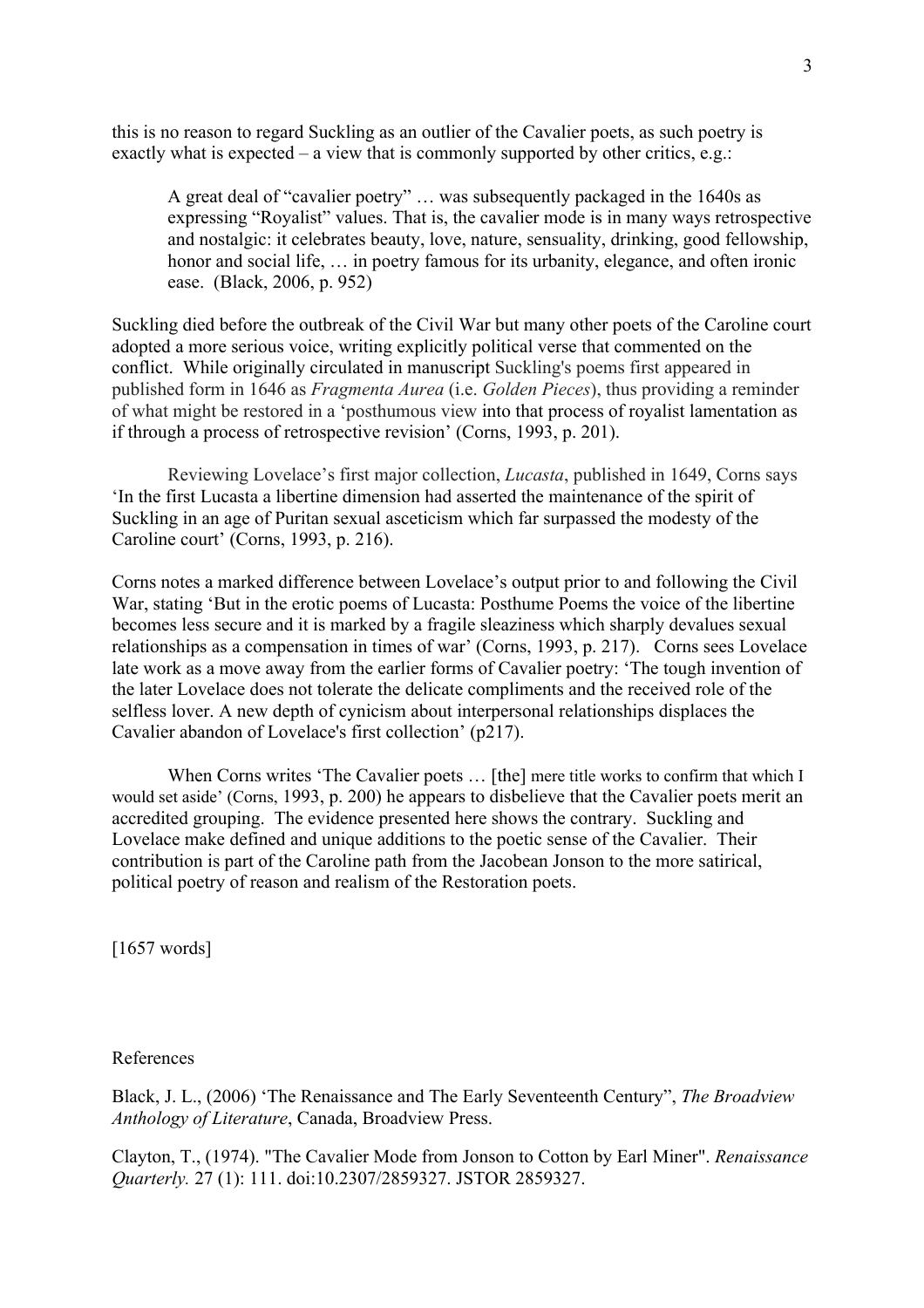this is no reason to regard Suckling as an outlier of the Cavalier poets, as such poetry is exactly what is expected – a view that is commonly supported by other critics, e.g.:

> A great deal of "cavalier poetry" … was subsequently packaged in the 1640s as expressing "Royalist" values. That is, the cavalier mode is in many ways retrospective and nostalgic: it celebrates beauty, love, nature, sensuality, drinking, good fellowship, honor and social life, … in poetry famous for its urbanity, elegance, and often ironic ease. (Black, 2006, p. 952)

Suckling died before the outbreak of the Civil War but many other poets of the Caroline court adopted a more serious voice, writing explicitly political verse that commented on the conflict. While originally circulated in manuscript Suckling's poems first appeared in published form in 1646 as *Fragmenta Aurea* (i.e. *Golden Pieces*), thus providing a reminder of what might be restored in a 'posthumous view into that process of royalist lamentation as if through a process of retrospective revision' (Corns, 1993, p. 201).

Reviewing Lovelace's first major collection, *Lucasta*, published in 1649, Corns says 'In the first Lucasta a libertine dimension had asserted the maintenance of the spirit of Suckling in an age of Puritan sexual asceticism which far surpassed the modesty of the Caroline court' (Corns, 1993, p. 216).

Corns notes a marked difference between Lovelace's output prior to and following the Civil War, stating 'But in the erotic poems of Lucasta: Posthume Poems the voice of the libertine becomes less secure and it is marked by a fragile sleaziness which sharply devalues sexual relationships as a compensation in times of war' (Corns, 1993, p. 217). Corns sees Lovelace late work as a move away from the earlier forms of Cavalier poetry: 'The tough invention of the later Lovelace does not tolerate the delicate compliments and the received role of the selfless lover. A new depth of cynicism about interpersonal relationships displaces the Cavalier abandon of Lovelace's first collection' (p217).

When Corns writes 'The Cavalier poets … [the] mere title works to confirm that which I would set aside' (Corns, 1993, p. 200) he appears to disbelieve that the Cavalier poets merit an accredited grouping. The evidence presented here shows the contrary. Suckling and Lovelace make defined and unique additions to the poetic sense of the Cavalier. Their contribution is part of the Caroline path from the Jacobean Jonson to the more satirical, political poetry of reason and realism of the Restoration poets.

[1657 words]

References

Black, J. L., (2006) 'The Renaissance and The Early Seventeenth Century", *The Broadview Anthology of Literature*, Canada, Broadview Press.

Clayton, T., (1974). "The Cavalier Mode from Jonson to Cotton by Earl Miner". *Renaissance Quarterly.* 27 (1): 111. doi:10.2307/2859327. JSTOR 2859327.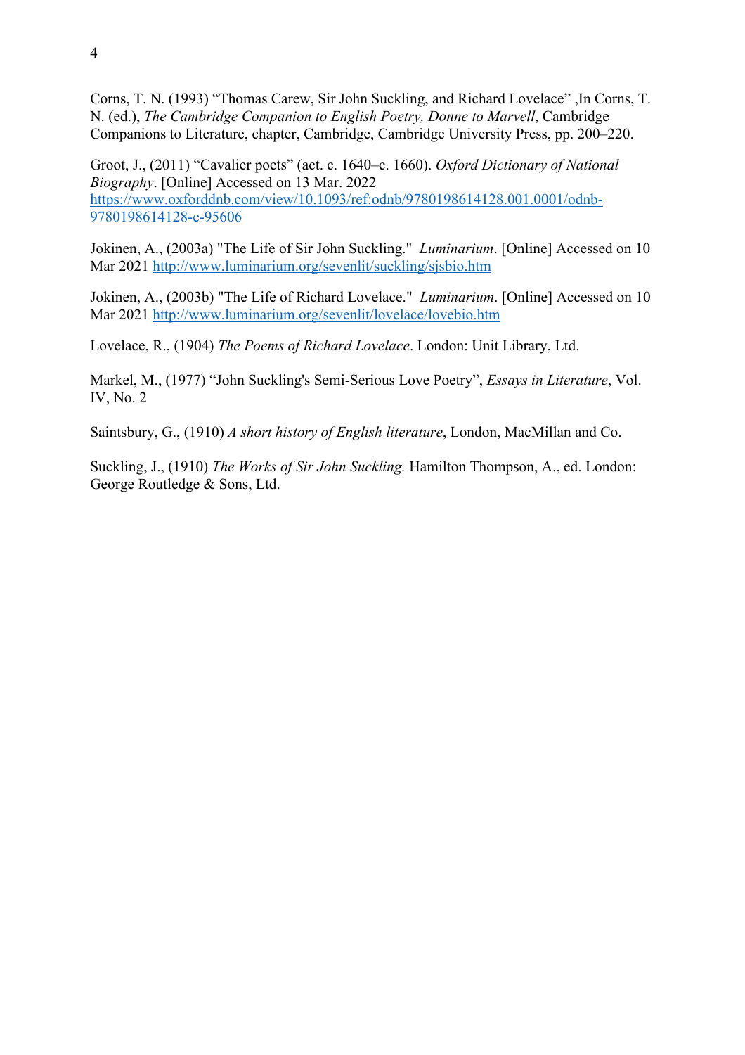Corns, T. N. (1993) “Thomas Carew, Sir John Suckling, and Richard Lovelace” ,In Corns, T. N. (ed.), *The Cambridge Companion to English Poetry, Donne to Marvell*, Cambridge Companions to Literature, chapter, Cambridge, Cambridge University Press, pp. 200–220.

Groot, J., (2011) “Cavalier poets” (act. c. 1640–c. 1660). *Oxford Dictionary of National Biography*. [Online] Accessed on 13 Mar. 2022 https://www.oxforddnb.com/view/10.1093/ref:odnb/9780198614128.001.0001/odnb-9780198614128-e-95606

Jokinen, A., (2003a) "The Life of Sir John Suckling." *Luminarium*. [Online] Accessed on 10 Mar 2021 http://www.luminarium.org/sevenlit/suckling/sjsbio.htm

Jokinen, A., (2003b) "The Life of Richard Lovelace." *Luminarium*. [Online] Accessed on 10 Mar 2021 http://www.luminarium.org/sevenlit/lovelace/lovebio.htm

Lovelace, R., (1904) *The Poems of Richard Lovelace*. London: Unit Library, Ltd.

Markel, M., (1977) “John Suckling's Semi-Serious Love Poetry”, *Essays in Literature*, Vol. IV, No. 2

Saintsbury, G., (1910) *A short history of English literature*, London, MacMillan and Co.

Suckling, J., (1910) *The Works of Sir John Suckling.* Hamilton Thompson, A., ed. London: George Routledge & Sons, Ltd.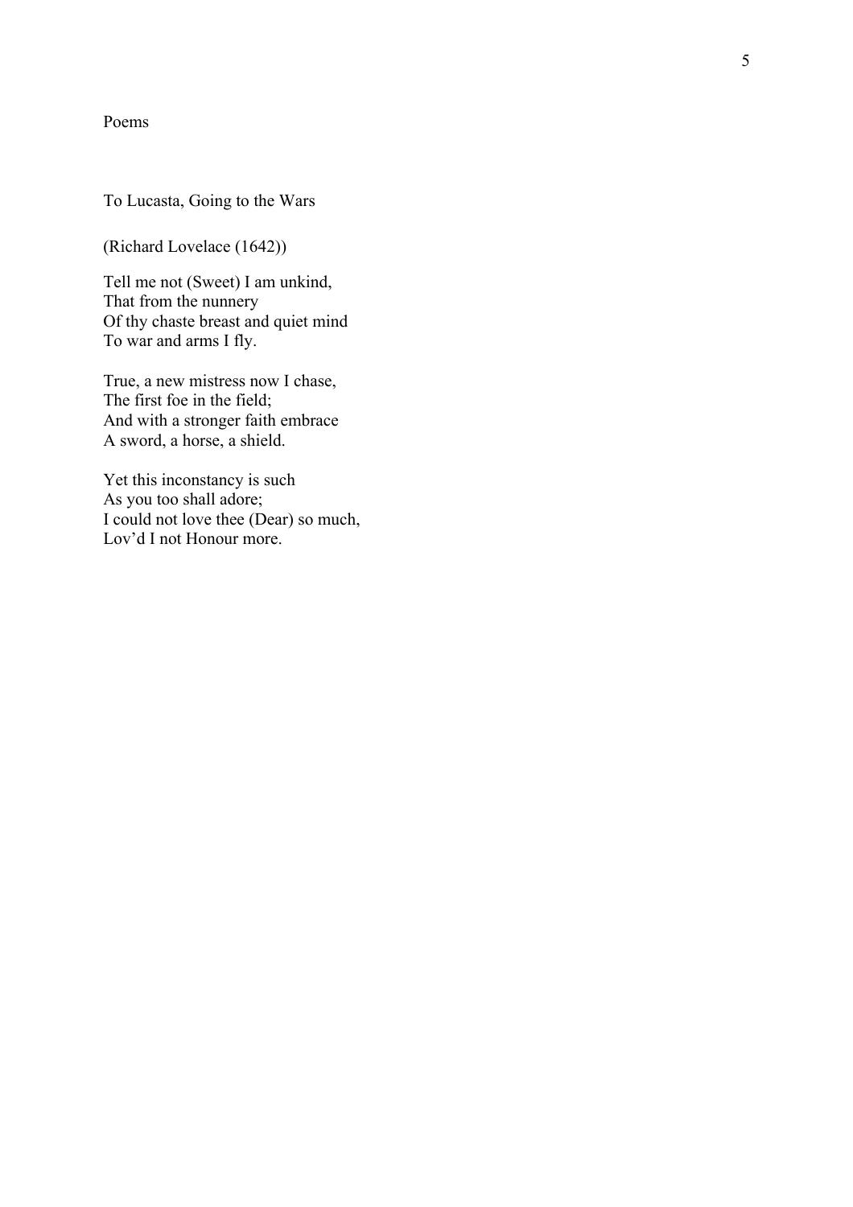# Poems

## To Lucasta, Going to the Wars

(Richard Lovelace (1642))

Tell me not (Sweet) I am unkind,  
That from the nunnery  
Of thy chaste breast and quiet mind  
To war and arms I fly.

True, a new mistress now I chase,  
The first foe in the field;  
And with a stronger faith embrace  
A sword, a horse, a shield.

Yet this inconstancy is such  
As you too shall adore;  
I could not love thee (Dear) so much,  
Lov'd I not Honour more.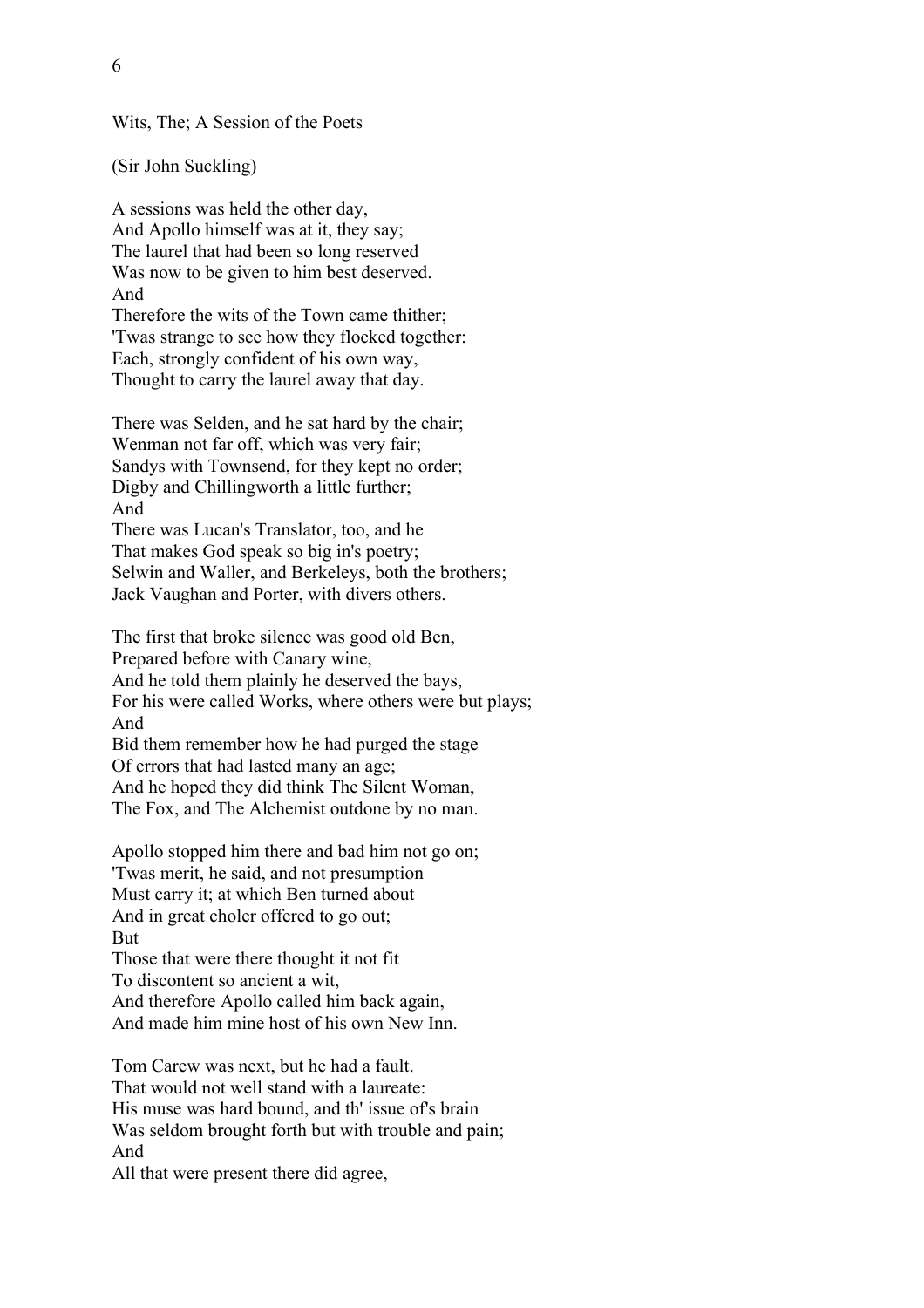Wits, The; A Session of the Poets

(Sir John Suckling)

A sessions was held the other day,
And Apollo himself was at it, they say;
The laurel that had been so long reserved
Was now to be given to him best deserved.
And
Therefore the wits of the Town came thither;
'Twas strange to see how they flocked together:
Each, strongly confident of his own way,
Thought to carry the laurel away that day.

There was Selden, and he sat hard by the chair;
Wenman not far off, which was very fair;
Sandys with Townsend, for they kept no order;
Digby and Chillingworth a little further;
And
There was Lucan's Translator, too, and he
That makes God speak so big in's poetry;
Selwin and Waller, and Berkeleys, both the brothers;
Jack Vaughan and Porter, with divers others.

The first that broke silence was good old Ben,
Prepared before with Canary wine,
And he told them plainly he deserved the bays,
For his were called Works, where others were but plays;
And
Bid them remember how he had purged the stage
Of errors that had lasted many an age;
And he hoped they did think The Silent Woman,
The Fox, and The Alchemist outdone by no man.

Apollo stopped him there and bad him not go on;
'Twas merit, he said, and not presumption
Must carry it; at which Ben turned about
And in great choler offered to go out;
But
Those that were there thought it not fit
To discontent so ancient a wit,
And therefore Apollo called him back again,
And made him mine host of his own New Inn.

Tom Carew was next, but he had a fault.
That would not well stand with a laureate:
His muse was hard bound, and th' issue of's brain
Was seldom brought forth but with trouble and pain;
And
All that were present there did agree,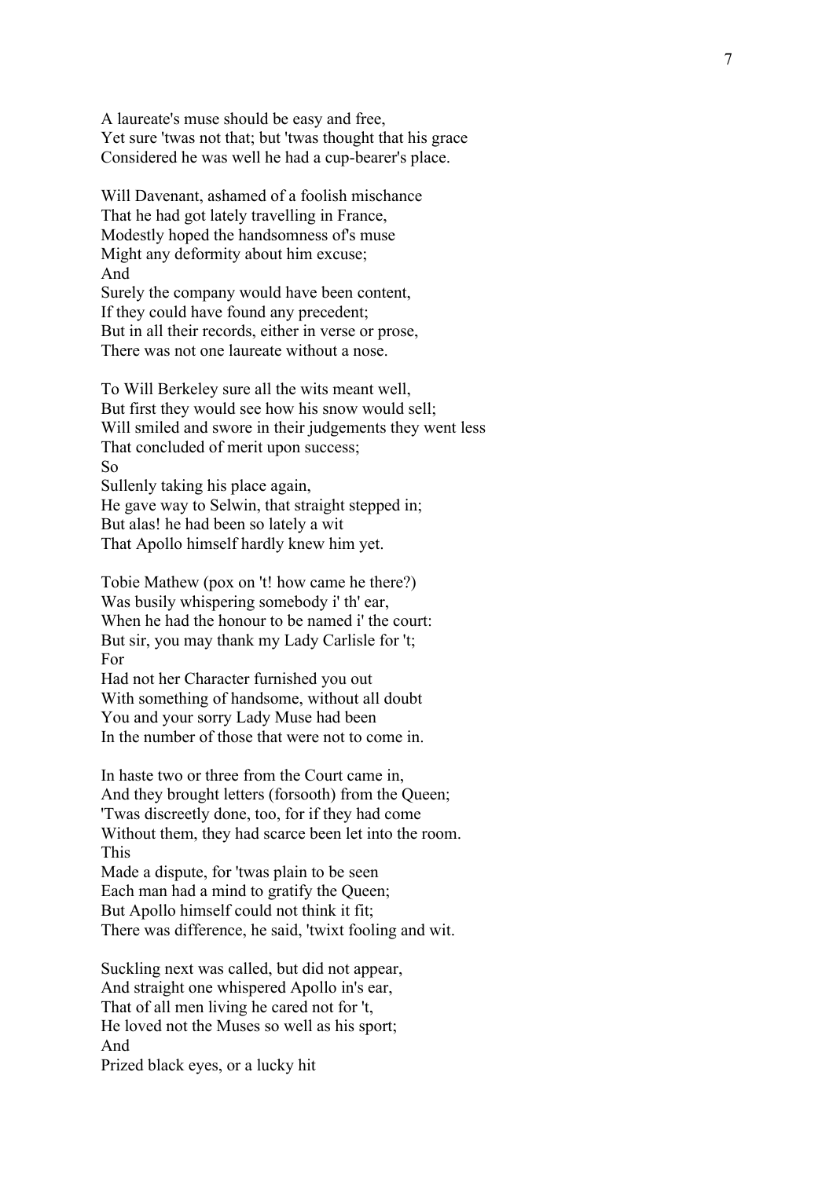A laureate's muse should be easy and free,
Yet sure 'twas not that; but 'twas thought that his grace
Considered he was well he had a cup-bearer's place.

Will Davenant, ashamed of a foolish mischance
That he had got lately travelling in France,
Modestly hoped the handsomness of's muse
Might any deformity about him excuse;
And
Surely the company would have been content,
If they could have found any precedent;
But in all their records, either in verse or prose,
There was not one laureate without a nose.

To Will Berkeley sure all the wits meant well,
But first they would see how his snow would sell;
Will smiled and swore in their judgements they went less
That concluded of merit upon success;
So
Sullenly taking his place again,
He gave way to Selwin, that straight stepped in;
But alas! he had been so lately a wit
That Apollo himself hardly knew him yet.

Tobie Mathew (pox on 't! how came he there?)
Was busily whispering somebody i' th' ear,
When he had the honour to be named i' the court:
But sir, you may thank my Lady Carlisle for 't;
For
Had not her Character furnished you out
With something of handsome, without all doubt
You and your sorry Lady Muse had been
In the number of those that were not to come in.

In haste two or three from the Court came in,
And they brought letters (forsooth) from the Queen;
'Twas discreetly done, too, for if they had come
Without them, they had scarce been let into the room.
This
Made a dispute, for 'twas plain to be seen
Each man had a mind to gratify the Queen;
But Apollo himself could not think it fit;
There was difference, he said, 'twixt fooling and wit.

Suckling next was called, but did not appear,
And straight one whispered Apollo in's ear,
That of all men living he cared not for 't,
He loved not the Muses so well as his sport;
And
Prized black eyes, or a lucky hit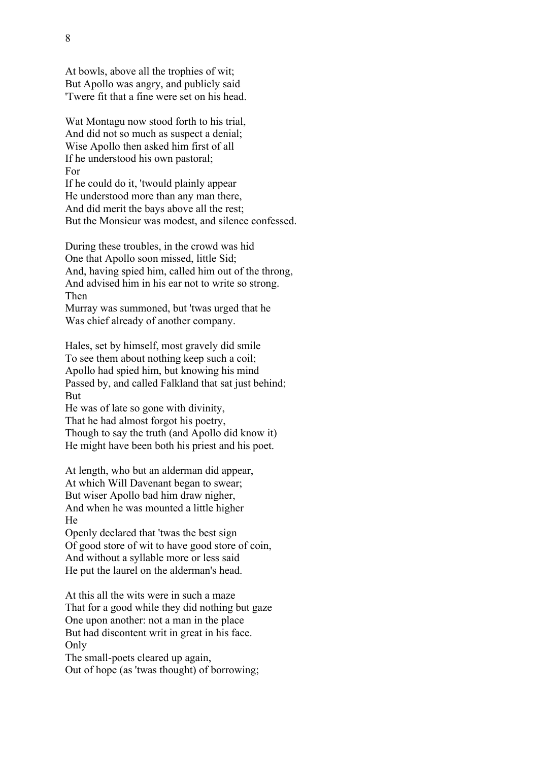At bowls, above all the trophies of wit;
But Apollo was angry, and publicly said
'Twere fit that a fine were set on his head.

Wat Montagu now stood forth to his trial,
And did not so much as suspect a denial;
Wise Apollo then asked him first of all
If he understood his own pastoral;
For
If he could do it, 'twould plainly appear
He understood more than any man there,
And did merit the bays above all the rest;
But the Monsieur was modest, and silence confessed.

During these troubles, in the crowd was hid
One that Apollo soon missed, little Sid;
And, having spied him, called him out of the throng,
And advised him in his ear not to write so strong.
Then
Murray was summoned, but 'twas urged that he
Was chief already of another company.

Hales, set by himself, most gravely did smile
To see them about nothing keep such a coil;
Apollo had spied him, but knowing his mind
Passed by, and called Falkland that sat just behind;
But
He was of late so gone with divinity,
That he had almost forgot his poetry,
Though to say the truth (and Apollo did know it)
He might have been both his priest and his poet.

At length, who but an alderman did appear,
At which Will Davenant began to swear;
But wiser Apollo bad him draw nigher,
And when he was mounted a little higher
He
Openly declared that 'twas the best sign
Of good store of wit to have good store of coin,
And without a syllable more or less said
He put the laurel on the alderman's head.

At this all the wits were in such a maze
That for a good while they did nothing but gaze
One upon another: not a man in the place
But had discontent writ in great in his face.
Only
The small-poets cleared up again,
Out of hope (as 'twas thought) of borrowing;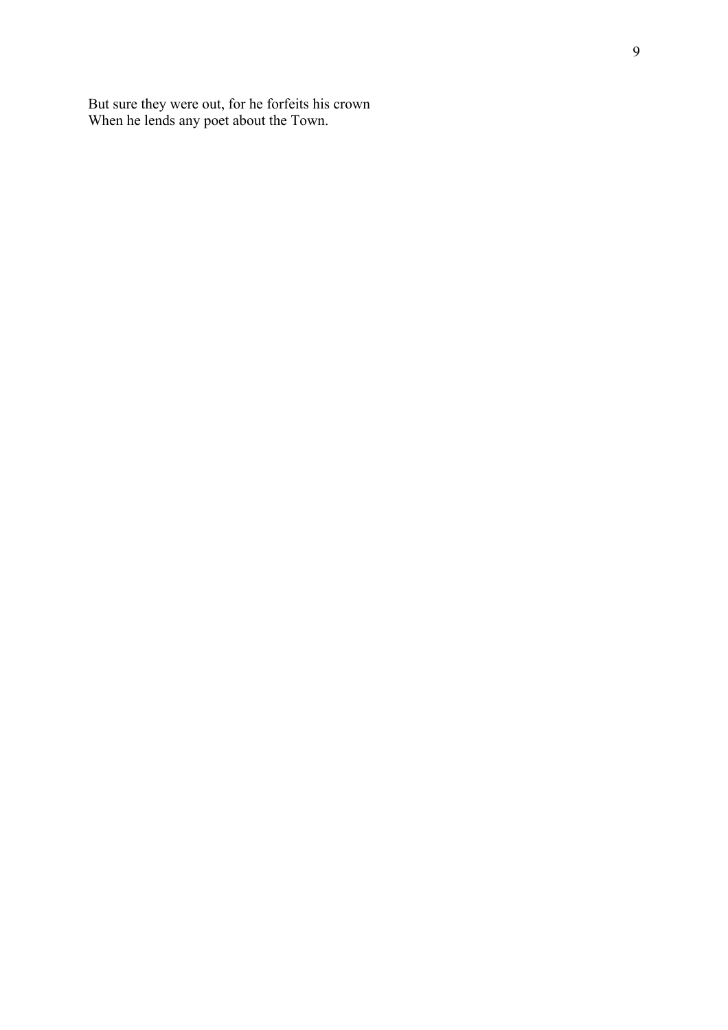But sure they were out, for he forfeits his crown
When he lends any poet about the Town.